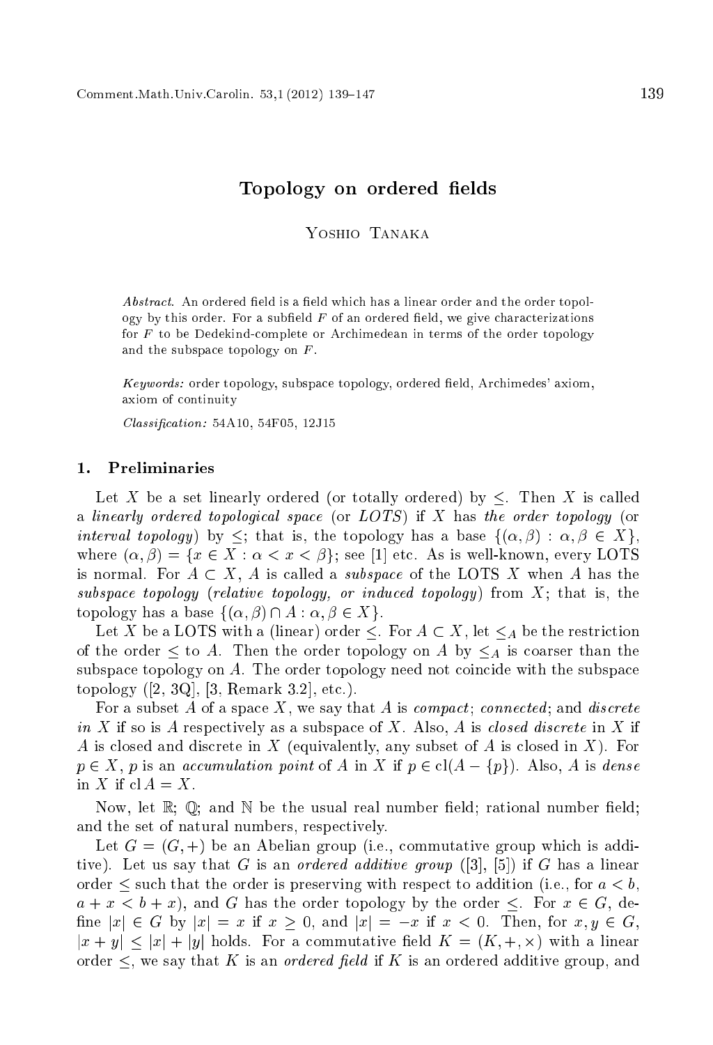# Topology on ordered fields

Yoshio Tanaka

*Abstract.* An ordered field is a field which has a linear order and the order topology by this order. For a subfield $F$ of an ordered field, we give characterizations for $F$ to be Dedekind-complete or Archimedean in terms of the order topology and the subspace topology on $F$.

*Keywords:* order topology, subspace topology, ordered field, Archimedes' axiom, axiom of continuity

*Classification:* 54A10, 54F05, 12J15

## 1. Preliminaries

Let $X$ be a set linearly ordered (or totally ordered) by $\leq$. Then $X$ is called a *linearly ordered topological space* (or *LOTS*) if $X$ has *the order topology* (or *interval topology*) by $\leq$; that is, the topology has a base $\{(\alpha, \beta) : \alpha, \beta \in X\}$, where $(\alpha, \beta) = \{x \in X : \alpha < x < \beta\}$; see [1] etc. As is well-known, every LOTS is normal. For $A \subset X$, $A$ is called a *subspace* of the LOTS $X$ when $A$ has the *subspace topology* (*relative topology, or induced topology*) from $X$; that is, the topology has a base $\{(\alpha, \beta) \cap A : \alpha, \beta \in X\}$.

Let $X$ be a LOTS with a (linear) order $\leq$. For $A \subset X$, let $\leq_A$ be the restriction of the order $\leq$ to $A$. Then the order topology on $A$ by $\leq_A$ is coarser than the subspace topology on $A$. The order topology need not coincide with the subspace topology ([2, 3Q], [3, Remark 3.2], etc.).

For a subset $A$ of a space $X$, we say that $A$ is *compact*; *connected*; and *discrete in* $X$ if so is $A$ respectively as a subspace of $X$. Also, $A$ is *closed discrete* in $X$ if $A$ is closed and discrete in $X$ (equivalently, any subset of $A$ is closed in $X$). For $p \in X$, $p$ is an *accumulation point* of $A$ in $X$ if $p \in \operatorname{cl}(A - \{p\})$. Also, $A$ is *dense* in $X$ if $\operatorname{cl} A = X$.

Now, let $\mathbb{R}$; $\mathbb{Q}$; and $\mathbb{N}$ be the usual real number field; rational number field; and the set of natural numbers, respectively.

Let $G = (G, +)$ be an Abelian group (i.e., commutative group which is additive). Let us say that $G$ is an *ordered additive group* ([3], [5]) if $G$ has a linear order $\leq$ such that the order is preserving with respect to addition (i.e., for $a < b$, $a + x < b + x$), and $G$ has the order topology by the order $\leq$. For $x \in G$, define $|x| \in G$ by $|x| = x$ if $x \geq 0$, and $|x| = -x$ if $x < 0$. Then, for $x, y \in G$, $|x + y| \leq |x| + |y|$ holds. For a commutative field $K = (K, +, \times)$ with a linear order $\leq$, we say that $K$ is an *ordered field* if $K$ is an ordered additive group, and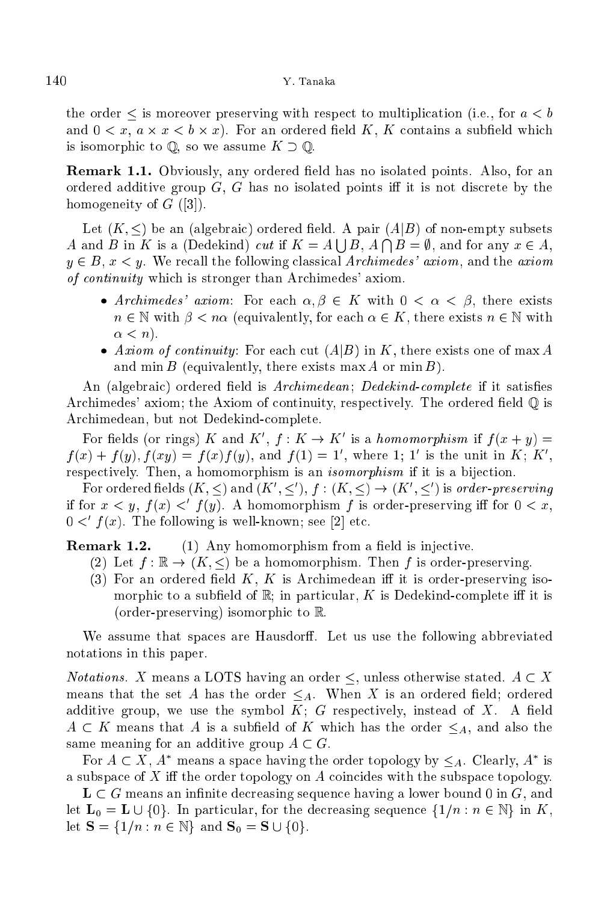the order $\leq$ is moreover preserving with respect to multiplication (i.e., for $a < b$ and $0 < x$, $a \times x < b \times x$). For an ordered field $K$, $K$ contains a subfield which is isomorphic to $\mathbb{Q}$, so we assume $K \supset \mathbb{Q}$.

**Remark 1.1.** Obviously, any ordered field has no isolated points. Also, for an ordered additive group $G$, $G$ has no isolated points iff it is not discrete by the homogeneity of $G$ ([3]).

Let $(K, \leq)$ be an (algebraic) ordered field. A pair $(A|B)$ of non-empty subsets $A$ and $B$ in $K$ is a (Dedekind) *cut* if $K = A \bigcup B$, $A \bigcap B = \emptyset$, and for any $x \in A$, $y \in B$, $x < y$. We recall the following classical *Archimedes' axiom*, and the *axiom of continuity* which is stronger than Archimedes' axiom.

- *Archimedes' axiom*: For each $\alpha, \beta \in K$ with $0 < \alpha < \beta$, there exists $n \in \mathbb{N}$ with $\beta < n\alpha$ (equivalently, for each $\alpha \in K$, there exists $n \in \mathbb{N}$ with $\alpha < n$).
- *Axiom of continuity*: For each cut $(A|B)$ in $K$, there exists one of $\max A$ and $\min B$ (equivalently, there exists $\max A$ or $\min B$).

An (algebraic) ordered field is *Archimedean*; *Dedekind-complete* if it satisfies Archimedes' axiom; the Axiom of continuity, respectively. The ordered field $\mathbb{Q}$ is Archimedean, but not Dedekind-complete.

For fields (or rings) $K$ and $K'$, $f : K \to K'$ is a *homomorphism* if $f(x + y) = f(x) + f(y), f(xy) = f(x)f(y)$, and $f(1) = 1'$, where $1$; $1'$ is the unit in $K$; $K'$, respectively. Then, a homomorphism is an *isomorphism* if it is a bijection.

For ordered fields $(K, \leq)$ and $(K', \leq')$, $f : (K, \leq) \to (K', \leq')$ is *order-preserving* if for $x < y$, $f(x) <' f(y)$. A homomorphism $f$ is order-preserving iff for $0 < x$, $0 <' f(x)$. The following is well-known; see [2] etc.

**Remark 1.2.** (1) Any homomorphism from a field is injective.

(2) Let $f : \mathbb{R} \to (K, \leq)$ be a homomorphism. Then $f$ is order-preserving.

(3) For an ordered field $K$, $K$ is Archimedean iff it is order-preserving isomorphic to a subfield of $\mathbb{R}$; in particular, $K$ is Dedekind-complete iff it is (order-preserving) isomorphic to $\mathbb{R}$.

We assume that spaces are Hausdorff. Let us use the following abbreviated notations in this paper.

*Notations.* $X$ means a LOTS having an order $\leq$, unless otherwise stated. $A \subset X$ means that the set $A$ has the order $\leq_A$. When $X$ is an ordered field; ordered additive group, we use the symbol $K$; $G$ respectively, instead of $X$. A field $A \subset K$ means that $A$ is a subfield of $K$ which has the order $\leq_A$, and also the same meaning for an additive group $A \subset G$.

For $A \subset X$, $A^*$ means a space having the order topology by $\leq_A$. Clearly, $A^*$ is a subspace of $X$ iff the order topology on $A$ coincides with the subspace topology.

$\mathbf{L} \subset G$ means an infinite decreasing sequence having a lower bound $0$ in $G$, and let $\mathbf{L}_0 = \mathbf{L} \cup \{0\}$. In particular, for the decreasing sequence $\{1/n : n \in \mathbb{N}\}$ in $K$, let $\mathbf{S} = \{1/n : n \in \mathbb{N}\}$ and $\mathbf{S}_0 = \mathbf{S} \cup \{0\}$.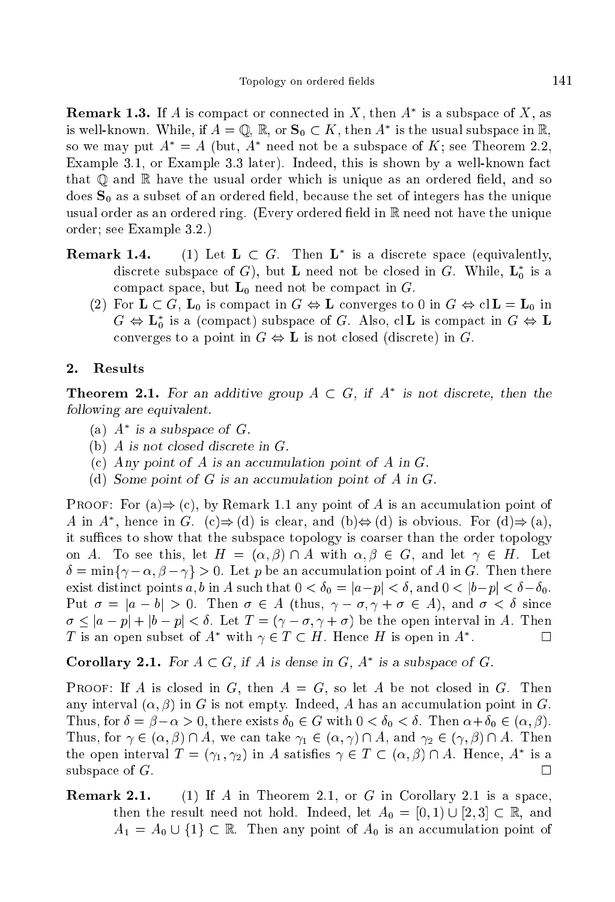**Remark 1.3.** If $A$ is compact or connected in $X$, then $A^*$ is a subspace of $X$, as is well-known. While, if $A = \mathbb{Q}$, $\mathbb{R}$, or $\mathbf{S}_0 \subset K$, then $A^*$ is the usual subspace in $\mathbb{R}$, so we may put $A^* = A$ (but, $A^*$ need not be a subspace of $K$; see Theorem 2.2, Example 3.1, or Example 3.3 later). Indeed, this is shown by a well-known fact that $\mathbb{Q}$ and $\mathbb{R}$ have the usual order which is unique as an ordered field, and so does $\mathbf{S}_0$ as a subset of an ordered field, because the set of integers has the unique usual order as an ordered ring. (Every ordered field in $\mathbb{R}$ need not have the unique order; see Example 3.2.)

**Remark 1.4.**

(1) Let $\mathbf{L} \subset G$. Then $\mathbf{L}^*$ is a discrete space (equivalently, discrete subspace of $G$), but $\mathbf{L}$ need not be closed in $G$. While, $\mathbf{L}_0^*$ is a compact space, but $\mathbf{L}_0$ need not be compact in $G$.

(2) For $\mathbf{L} \subset G$, $\mathbf{L}_0$ is compact in $G \Leftrightarrow \mathbf{L}$ converges to 0 in $G \Leftrightarrow \mathrm{cl}\,\mathbf{L} = \mathbf{L}_0$ in $G \Leftrightarrow \mathbf{L}_0^*$ is a (compact) subspace of $G$. Also, $\mathrm{cl}\,\mathbf{L}$ is compact in $G \Leftrightarrow \mathbf{L}$ converges to a point in $G \Leftrightarrow \mathbf{L}$ is not closed (discrete) in $G$.

## 2. Results

**Theorem 2.1.** *For an additive group $A \subset G$, if $A^*$ is not discrete, then the following are equivalent.*

(a) *$A^*$ is a subspace of $G$.*

(b) *$A$ is not closed discrete in $G$.*

(c) *Any point of $A$ is an accumulation point of $A$ in $G$.*

(d) *Some point of $G$ is an accumulation point of $A$ in $G$.*

Proof: For (a)$\Rightarrow$(c), by Remark 1.1 any point of $A$ is an accumulation point of $A$ in $A^*$, hence in $G$. (c)$\Rightarrow$(d) is clear, and (b)$\Leftrightarrow$(d) is obvious. For (d)$\Rightarrow$(a), it suffices to show that the subspace topology is coarser than the order topology on $A$. To see this, let $H = (\alpha, \beta) \cap A$ with $\alpha, \beta \in G$, and let $\gamma \in H$. Let $\delta = \min\{\gamma - \alpha, \beta - \gamma\} > 0$. Let $p$ be an accumulation point of $A$ in $G$. Then there exist distinct points $a, b$ in $A$ such that $0 < \delta_0 = |a - p| < \delta$, and $0 < |b - p| < \delta - \delta_0$. Put $\sigma = |a - b| > 0$. Then $\sigma \in A$ (thus, $\gamma - \sigma, \gamma + \sigma \in A$), and $\sigma < \delta$ since $\sigma \leq |a - p| + |b - p| < \delta$. Let $T = (\gamma - \sigma, \gamma + \sigma)$ be the open interval in $A$. Then $T$ is an open subset of $A^*$ with $\gamma \in T \subset H$. Hence $H$ is open in $A^*$. $\square$

**Corollary 2.1.** *For $A \subset G$, if $A$ is dense in $G$, $A^*$ is a subspace of $G$.*

Proof: If $A$ is closed in $G$, then $A = G$, so let $A$ be not closed in $G$. Then any interval $(\alpha, \beta)$ in $G$ is not empty. Indeed, $A$ has an accumulation point in $G$. Thus, for $\delta = \beta - \alpha > 0$, there exists $\delta_0 \in G$ with $0 < \delta_0 < \delta$. Then $\alpha + \delta_0 \in (\alpha, \beta)$. Thus, for $\gamma \in (\alpha, \beta) \cap A$, we can take $\gamma_1 \in (\alpha, \gamma) \cap A$, and $\gamma_2 \in (\gamma, \beta) \cap A$. Then the open interval $T = (\gamma_1, \gamma_2)$ in $A$ satisfies $\gamma \in T \subset (\alpha, \beta) \cap A$. Hence, $A^*$ is a subspace of $G$. $\square$

**Remark 2.1.**

(1) If $A$ in Theorem 2.1, or $G$ in Corollary 2.1 is a space, then the result need not hold. Indeed, let $A_0 = [0, 1) \cup [2, 3] \subset \mathbb{R}$, and $A_1 = A_0 \cup \{1\} \subset \mathbb{R}$. Then any point of $A_0$ is an accumulation point of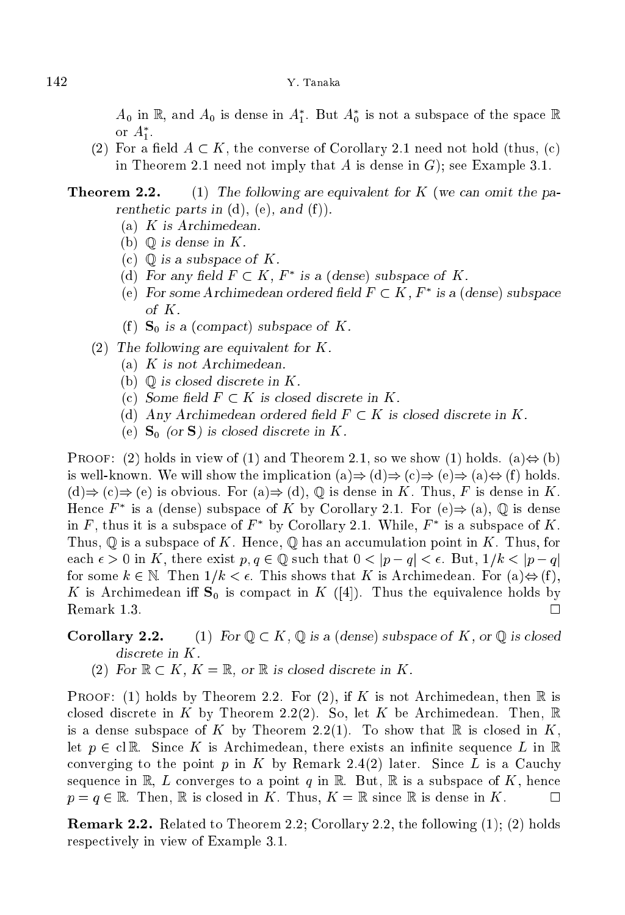$A_0$ in $\mathbb{R}$, and $A_0$ is dense in $A_1^*$. But $A_0^*$ is not a subspace of the space $\mathbb{R}$ or $A_1^*$.

(2) For a field $A \subset K$, the converse of Corollary 2.1 need not hold (thus, (c) in Theorem 2.1 need not imply that $A$ is dense in $G$); see Example 3.1.

**Theorem 2.2.** (1) *The following are equivalent for $K$ (we can omit the parenthetic parts in (d), (e), and (f)).*

*(a) $K$ is Archimedean.*

*(b) $\mathbb{Q}$ is dense in $K$.*

*(c) $\mathbb{Q}$ is a subspace of $K$.*

*(d) For any field $F \subset K$, $F^*$ is a (dense) subspace of $K$.*

*(e) For some Archimedean ordered field $F \subset K$, $F^*$ is a (dense) subspace of $K$.*

*(f) $\mathbf{S}_0$ is a (compact) subspace of $K$.*

(2) *The following are equivalent for $K$.*

*(a) $K$ is not Archimedean.*

*(b) $\mathbb{Q}$ is closed discrete in $K$.*

*(c) Some field $F \subset K$ is closed discrete in $K$.*

*(d) Any Archimedean ordered field $F \subset K$ is closed discrete in $K$.*

*(e) $\mathbf{S}_0$ (or $\mathbf{S}$) is closed discrete in $K$.*

Proof: (2) holds in view of (1) and Theorem 2.1, so we show (1) holds. (a)$\Leftrightarrow$(b) is well-known. We will show the implication (a)$\Rightarrow$(d)$\Rightarrow$(c)$\Rightarrow$(e)$\Rightarrow$(a)$\Leftrightarrow$(f) holds. (d)$\Rightarrow$(c)$\Rightarrow$(e) is obvious. For (a)$\Rightarrow$(d), $\mathbb{Q}$ is dense in $K$. Thus, $F$ is dense in $K$. Hence $F^*$ is a (dense) subspace of $K$ by Corollary 2.1. For (e)$\Rightarrow$(a), $\mathbb{Q}$ is dense in $F$, thus it is a subspace of $F^*$ by Corollary 2.1. While, $F^*$ is a subspace of $K$. Thus, $\mathbb{Q}$ is a subspace of $K$. Hence, $\mathbb{Q}$ has an accumulation point in $K$. Thus, for each $\epsilon > 0$ in $K$, there exist $p, q \in \mathbb{Q}$ such that $0 < |p - q| < \epsilon$. But, $1/k < |p - q|$ for some $k \in \mathbb{N}$. Then $1/k < \epsilon$. This shows that $K$ is Archimedean. For (a)$\Leftrightarrow$(f), $K$ is Archimedean iff $\mathbf{S}_0$ is compact in $K$ ([4]). Thus the equivalence holds by Remark 1.3. $\square$

**Corollary 2.2.** (1) *For $\mathbb{Q} \subset K$, $\mathbb{Q}$ is a (dense) subspace of $K$, or $\mathbb{Q}$ is closed discrete in $K$.*

(2) *For $\mathbb{R} \subset K$, $K = \mathbb{R}$, or $\mathbb{R}$ is closed discrete in $K$.*

Proof: (1) holds by Theorem 2.2. For (2), if $K$ is not Archimedean, then $\mathbb{R}$ is closed discrete in $K$ by Theorem 2.2(2). So, let $K$ be Archimedean. Then, $\mathbb{R}$ is a dense subspace of $K$ by Theorem 2.2(1). To show that $\mathbb{R}$ is closed in $K$, let $p \in \operatorname{cl}\mathbb{R}$. Since $K$ is Archimedean, there exists an infinite sequence $L$ in $\mathbb{R}$ converging to the point $p$ in $K$ by Remark 2.4(2) later. Since $L$ is a Cauchy sequence in $\mathbb{R}$, $L$ converges to a point $q$ in $\mathbb{R}$. But, $\mathbb{R}$ is a subspace of $K$, hence $p = q \in \mathbb{R}$. Then, $\mathbb{R}$ is closed in $K$. Thus, $K = \mathbb{R}$ since $\mathbb{R}$ is dense in $K$. $\square$

**Remark 2.2.** Related to Theorem 2.2; Corollary 2.2, the following (1); (2) holds respectively in view of Example 3.1.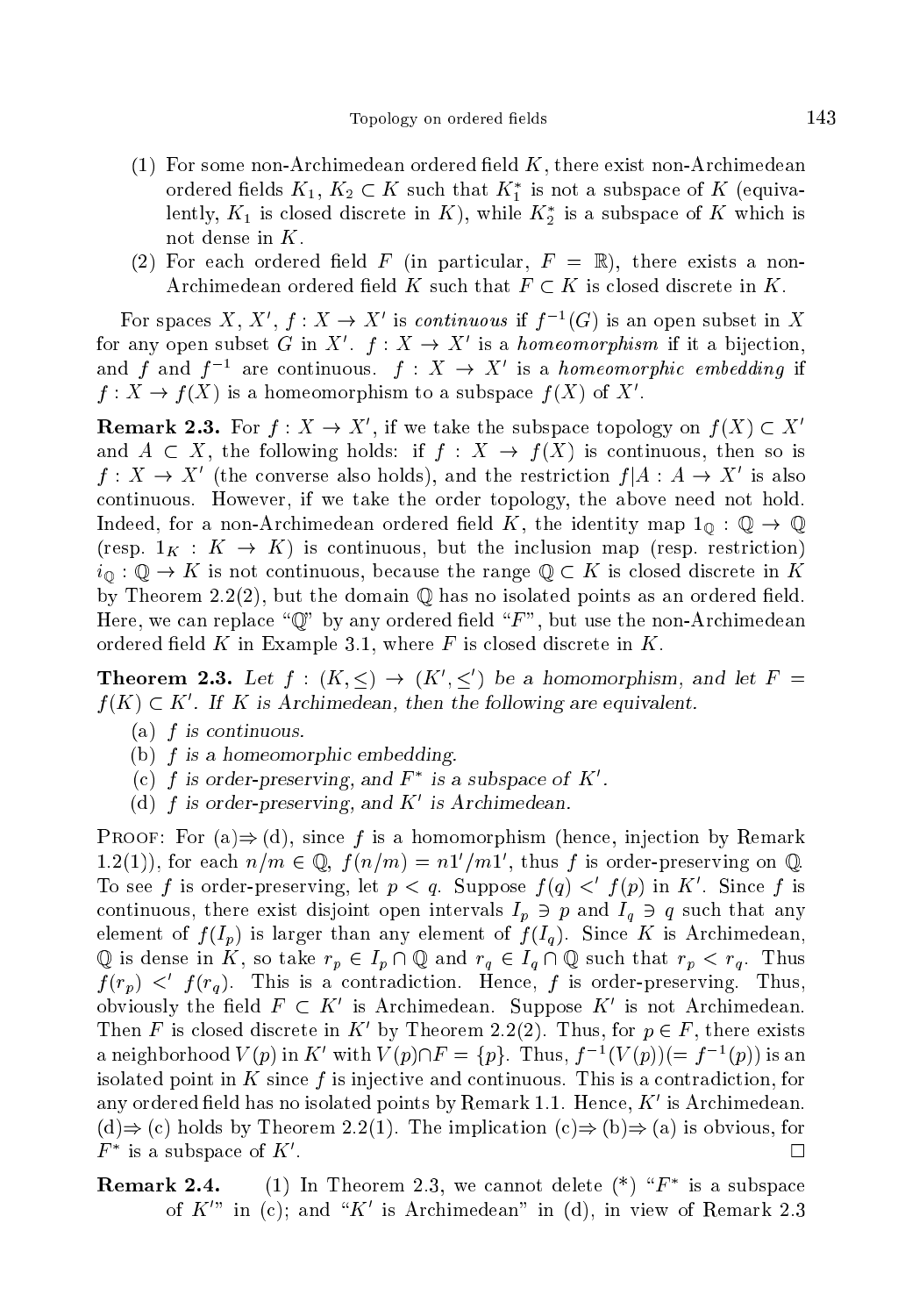(1) For some non-Archimedean ordered field $K$, there exist non-Archimedean ordered fields $K_1$, $K_2 \subset K$ such that $K_1^*$ is not a subspace of $K$ (equivalently, $K_1$ is closed discrete in $K$), while $K_2^*$ is a subspace of $K$ which is not dense in $K$.

(2) For each ordered field $F$ (in particular, $F = \mathbb{R}$), there exists a non-Archimedean ordered field $K$ such that $F \subset K$ is closed discrete in $K$.

For spaces $X$, $X'$, $f : X \to X'$ is *continuous* if $f^{-1}(G)$ is an open subset in $X$ for any open subset $G$ in $X'$. $f : X \to X'$ is a *homeomorphism* if it a bijection, and $f$ and $f^{-1}$ are continuous. $f : X \to X'$ is a *homeomorphic embedding* if $f : X \to f(X)$ is a homeomorphism to a subspace $f(X)$ of $X'$.

**Remark 2.3.** For $f : X \to X'$, if we take the subspace topology on $f(X) \subset X'$ and $A \subset X$, the following holds: if $f : X \to f(X)$ is continuous, then so is $f : X \to X'$ (the converse also holds), and the restriction $f|A : A \to X'$ is also continuous. However, if we take the order topology, the above need not hold. Indeed, for a non-Archimedean ordered field $K$, the identity map $1_{\mathbb{Q}} : \mathbb{Q} \to \mathbb{Q}$ (resp. $1_K : K \to K$) is continuous, but the inclusion map (resp. restriction) $i_{\mathbb{Q}} : \mathbb{Q} \to K$ is not continuous, because the range $\mathbb{Q} \subset K$ is closed discrete in $K$ by Theorem 2.2(2), but the domain $\mathbb{Q}$ has no isolated points as an ordered field. Here, we can replace "$\mathbb{Q}$" by any ordered field "$F$", but use the non-Archimedean ordered field $K$ in Example 3.1, where $F$ is closed discrete in $K$.

**Theorem 2.3.** *Let $f : (K, \leq) \to (K', \leq')$ be a homomorphism, and let $F = f(K) \subset K'$. If $K$ is Archimedean, then the following are equivalent.*

(a) *$f$ is continuous.*

(b) *$f$ is a homeomorphic embedding.*

(c) *$f$ is order-preserving, and $F^*$ is a subspace of $K'$.*

(d) *$f$ is order-preserving, and $K'$ is Archimedean.*

Proof: For (a)$\Rightarrow$(d), since $f$ is a homomorphism (hence, injection by Remark 1.2(1)), for each $n/m \in \mathbb{Q}$, $f(n/m) = n1'/m1'$, thus $f$ is order-preserving on $\mathbb{Q}$. To see $f$ is order-preserving, let $p < q$. Suppose $f(q) <' f(p)$ in $K'$. Since $f$ is continuous, there exist disjoint open intervals $I_p \ni p$ and $I_q \ni q$ such that any element of $f(I_p)$ is larger than any element of $f(I_q)$. Since $K$ is Archimedean, $\mathbb{Q}$ is dense in $K$, so take $r_p \in I_p \cap \mathbb{Q}$ and $r_q \in I_q \cap \mathbb{Q}$ such that $r_p < r_q$. Thus $f(r_p) <' f(r_q)$. This is a contradiction. Hence, $f$ is order-preserving. Thus, obviously the field $F \subset K'$ is Archimedean. Suppose $K'$ is not Archimedean. Then $F$ is closed discrete in $K'$ by Theorem 2.2(2). Thus, for $p \in F$, there exists a neighborhood $V(p)$ in $K'$ with $V(p) \cap F = \{p\}$. Thus, $f^{-1}(V(p))(= f^{-1}(p))$ is an isolated point in $K$ since $f$ is injective and continuous. This is a contradiction, for any ordered field has no isolated points by Remark 1.1. Hence, $K'$ is Archimedean. (d)$\Rightarrow$(c) holds by Theorem 2.2(1). The implication (c)$\Rightarrow$(b)$\Rightarrow$(a) is obvious, for $F^*$ is a subspace of $K'$. $\square$

**Remark 2.4.** (1) In Theorem 2.3, we cannot delete (*) "$F^*$ is a subspace of $K'$" in (c); and "$K'$ is Archimedean" in (d), in view of Remark 2.3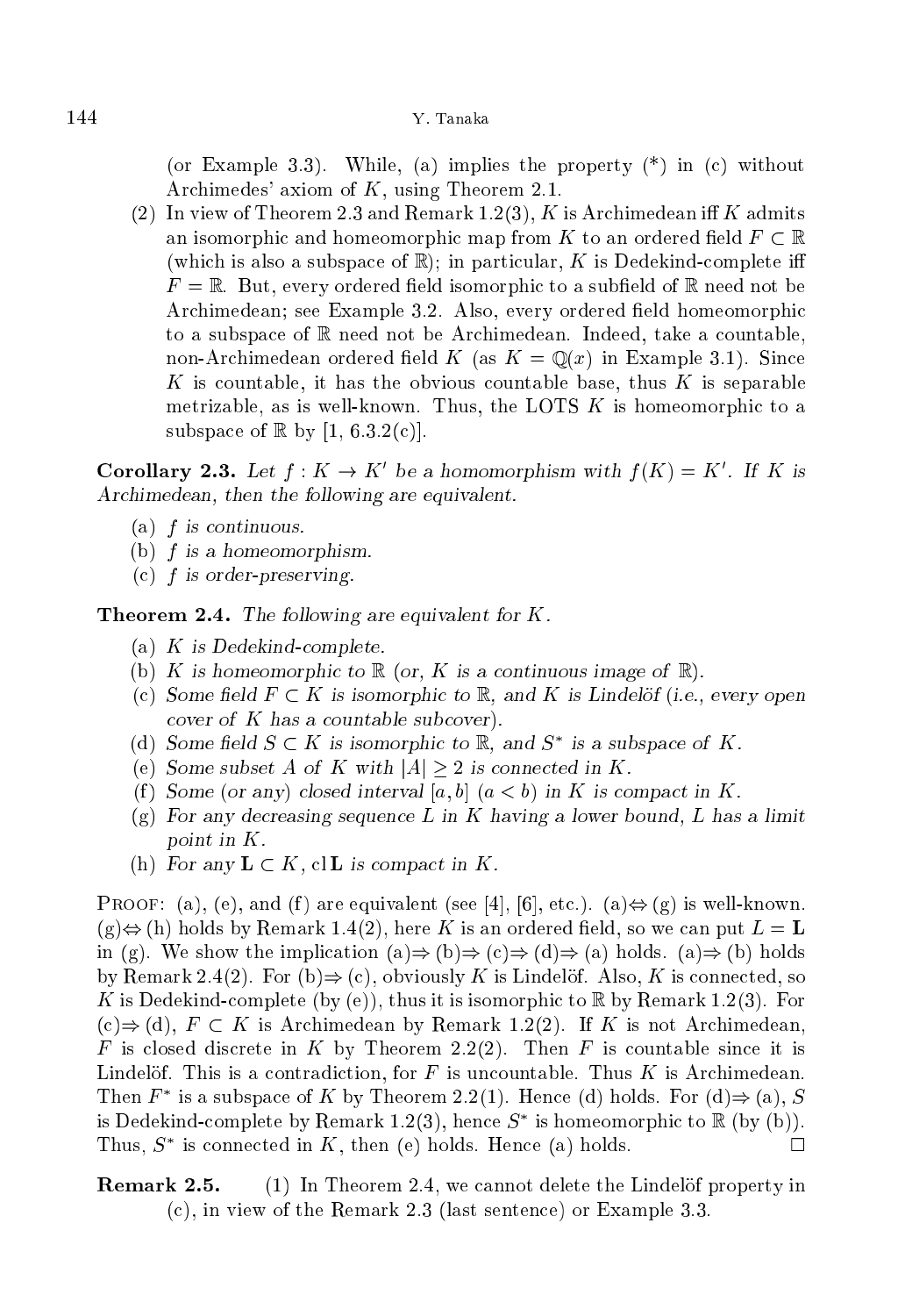(or Example 3.3). While, (a) implies the property (*) in (c) without Archimedes' axiom of $K$, using Theorem 2.1.

(2) In view of Theorem 2.3 and Remark 1.2(3), $K$ is Archimedean iff $K$ admits an isomorphic and homeomorphic map from $K$ to an ordered field $F \subset \mathbb{R}$ (which is also a subspace of $\mathbb{R}$); in particular, $K$ is Dedekind-complete iff $F = \mathbb{R}$. But, every ordered field isomorphic to a subfield of $\mathbb{R}$ need not be Archimedean; see Example 3.2. Also, every ordered field homeomorphic to a subspace of $\mathbb{R}$ need not be Archimedean. Indeed, take a countable, non-Archimedean ordered field $K$ (as $K = \mathbb{Q}(x)$ in Example 3.1). Since $K$ is countable, it has the obvious countable base, thus $K$ is separable metrizable, as is well-known. Thus, the LOTS $K$ is homeomorphic to a subspace of $\mathbb{R}$ by [1, 6.3.2(c)].

**Corollary 2.3.** *Let $f : K \to K'$ be a homomorphism with $f(K) = K'$. If $K$ is Archimedean, then the following are equivalent.*

- (a) *$f$ is continuous.*
- (b) *$f$ is a homeomorphism.*
- (c) *$f$ is order-preserving.*

**Theorem 2.4.** *The following are equivalent for $K$.*

- (a) *$K$ is Dedekind-complete.*
- (b) *$K$ is homeomorphic to $\mathbb{R}$ (or, $K$ is a continuous image of $\mathbb{R}$).*
- (c) *Some field $F \subset K$ is isomorphic to $\mathbb{R}$, and $K$ is Lindelöf (i.e., every open cover of $K$ has a countable subcover).*
- (d) *Some field $S \subset K$ is isomorphic to $\mathbb{R}$, and $S^*$ is a subspace of $K$.*
- (e) *Some subset $A$ of $K$ with $|A| \geq 2$ is connected in $K$.*
- (f) *Some (or any) closed interval $[a, b]$ $(a < b)$ in $K$ is compact in $K$.*
- (g) *For any decreasing sequence $L$ in $K$ having a lower bound, $L$ has a limit point in $K$.*
- (h) *For any $\mathbf{L} \subset K$, $\mathrm{cl}\,\mathbf{L}$ is compact in $K$.*

Proof: (a), (e), and (f) are equivalent (see [4], [6], etc.). (a)$\Leftrightarrow$(g) is well-known. (g)$\Leftrightarrow$(h) holds by Remark 1.4(2), here $K$ is an ordered field, so we can put $L = \mathbf{L}$ in (g). We show the implication (a)$\Rightarrow$(b)$\Rightarrow$(c)$\Rightarrow$(d)$\Rightarrow$(a) holds. (a)$\Rightarrow$(b) holds by Remark 2.4(2). For (b)$\Rightarrow$(c), obviously $K$ is Lindelöf. Also, $K$ is connected, so $K$ is Dedekind-complete (by (e)), thus it is isomorphic to $\mathbb{R}$ by Remark 1.2(3). For (c)$\Rightarrow$(d), $F \subset K$ is Archimedean by Remark 1.2(2). If $K$ is not Archimedean, $F$ is closed discrete in $K$ by Theorem 2.2(2). Then $F$ is countable since it is Lindelöf. This is a contradiction, for $F$ is uncountable. Thus $K$ is Archimedean. Then $F^*$ is a subspace of $K$ by Theorem 2.2(1). Hence (d) holds. For (d)$\Rightarrow$(a), $S$ is Dedekind-complete by Remark 1.2(3), hence $S^*$ is homeomorphic to $\mathbb{R}$ (by (b)). Thus, $S^*$ is connected in $K$, then (e) holds. Hence (a) holds. □

**Remark 2.5.** (1) In Theorem 2.4, we cannot delete the Lindelöf property in (c), in view of the Remark 2.3 (last sentence) or Example 3.3.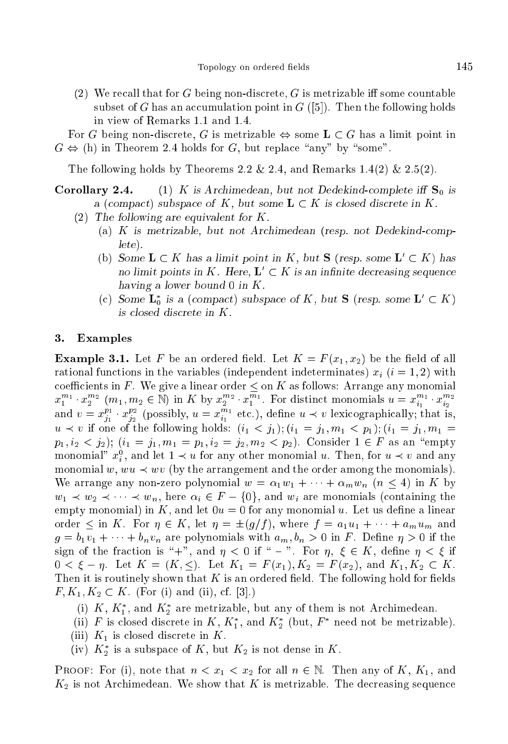(2) We recall that for $G$ being non-discrete, $G$ is metrizable iff some countable subset of $G$ has an accumulation point in $G$ ([5]). Then the following holds in view of Remarks 1.1 and 1.4.

For $G$ being non-discrete, $G$ is metrizable $\Leftrightarrow$ some $\mathbf{L} \subset G$ has a limit point in $G \Leftrightarrow$ (h) in Theorem 2.4 holds for $G$, but replace "any" by "some".

The following holds by Theorems 2.2 & 2.4, and Remarks 1.4(2) & 2.5(2).

**Corollary 2.4.** (1) *$K$ is Archimedean, but not Dedekind-complete iff $\mathbf{S}_0$ is a (compact) subspace of $K$, but some $\mathbf{L} \subset K$ is closed discrete in $K$.*

(2) *The following are equivalent for $K$.*

(a) *$K$ is metrizable, but not Archimedean (resp. not Dedekind-complete).*

(b) *Some $\mathbf{L} \subset K$ has a limit point in $K$, but $\mathbf{S}$ (resp. some $\mathbf{L}' \subset K$) has no limit points in $K$. Here, $\mathbf{L}' \subset K$ is an infinite decreasing sequence having a lower bound $0$ in $K$.*

(c) *Some $\mathbf{L}_0^*$ is a (compact) subspace of $K$, but $\mathbf{S}$ (resp. some $\mathbf{L}' \subset K$) is closed discrete in $K$.*

## 3. Examples

**Example 3.1.** Let $F$ be an ordered field. Let $K = F(x_1, x_2)$ be the field of all rational functions in the variables (independent indeterminates) $x_i$ $(i = 1, 2)$ with coefficients in $F$. We give a linear order $\leq$ on $K$ as follows: Arrange any monomial $x_1^{m_1} \cdot x_2^{m_2}$ $(m_1, m_2 \in \mathbb{N})$ in $K$ by $x_2^{m_2} \cdot x_1^{m_1}$. For distinct monomials $u = x_{i_1}^{m_1} \cdot x_{i_2}^{m_2}$ and $v = x_{j_1}^{p_1} \cdot x_{j_2}^{p_2}$ (possibly, $u = x_{i_1}^{m_1}$ etc.), define $u \prec v$ lexicographically; that is, $u \prec v$ if one of the following holds: $(i_1 < j_1)$; $(i_1 = j_1, m_1 < p_1)$; $(i_1 = j_1, m_1 = p_1, i_2 < j_2)$; $(i_1 = j_1, m_1 = p_1, i_2 = j_2, m_2 < p_2)$. Consider $1 \in F$ as an "empty monomial" $x_i^0$, and let $1 \prec u$ for any other monomial $u$. Then, for $u \prec v$ and any monomial $w$, $wu \prec wv$ (by the arrangement and the order among the monomials). We arrange any non-zero polynomial $w = \alpha_1 w_1 + \cdots + \alpha_m w_n$ $(n \leq 4)$ in $K$ by $w_1 \prec w_2 \prec \cdots \prec w_n$, here $\alpha_i \in F - \{0\}$, and $w_i$ are monomials (containing the empty monomial) in $K$, and let $0u = 0$ for any monomial $u$. Let us define a linear order $\leq$ in $K$. For $\eta \in K$, let $\eta = \pm(g/f)$, where $f = a_1 u_1 + \cdots + a_m u_m$ and $g = b_1 v_1 + \cdots + b_n v_n$ are polynomials with $a_m, b_n > 0$ in $F$. Define $\eta > 0$ if the sign of the fraction is "+", and $\eta < 0$ if " $-$ ". For $\eta$, $\xi \in K$, define $\eta < \xi$ if $0 < \xi - \eta$. Let $K = (K, \leq)$. Let $K_1 = F(x_1), K_2 = F(x_2)$, and $K_1, K_2 \subset K$. Then it is routinely shown that $K$ is an ordered field. The following hold for fields $F, K_1, K_2 \subset K$. (For (i) and (ii), cf. [3].)

(i) $K$, $K_1^*$, and $K_2^*$ are metrizable, but any of them is not Archimedean.

(ii) $F$ is closed discrete in $K$, $K_1^*$, and $K_2^*$ (but, $F^*$ need not be metrizable).

(iii) $K_1$ is closed discrete in $K$.

(iv) $K_2^*$ is a subspace of $K$, but $K_2$ is not dense in $K$.

Proof: For (i), note that $n < x_1 < x_2$ for all $n \in \mathbb{N}$. Then any of $K$, $K_1$, and $K_2$ is not Archimedean. We show that $K$ is metrizable. The decreasing sequence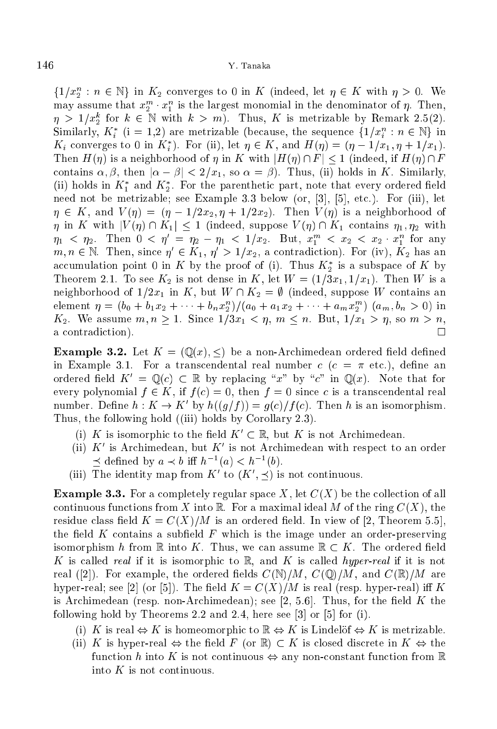$\{1/x_2^n : n \in \mathbb{N}\}$ in $K_2$ converges to 0 in $K$ (indeed, let $\eta \in K$ with $\eta > 0$. We may assume that $x_2^m \cdot x_1^n$ is the largest monomial in the denominator of $\eta$. Then, $\eta > 1/x_2^k$ for $k \in \mathbb{N}$ with $k > m$). Thus, $K$ is metrizable by Remark 2.5(2). Similarly, $K_i^*$ (i = 1,2) are metrizable (because, the sequence $\{1/x_i^n : n \in \mathbb{N}\}$ in $K_i$ converges to 0 in $K_i^*$). For (ii), let $\eta \in K$, and $H(\eta) = (\eta - 1/x_1, \eta + 1/x_1)$. Then $H(\eta)$ is a neighborhood of $\eta$ in $K$ with $|H(\eta) \cap F| \leq 1$ (indeed, if $H(\eta) \cap F$ contains $\alpha, \beta$, then $|\alpha - \beta| < 2/x_1$, so $\alpha = \beta$). Thus, (ii) holds in $K$. Similarly, (ii) holds in $K_1^*$ and $K_2^*$. For the parenthetic part, note that every ordered field need not be metrizable; see Example 3.3 below (or, [3], [5], etc.). For (iii), let $\eta \in K$, and $V(\eta) = (\eta - 1/2x_2, \eta + 1/2x_2)$. Then $V(\eta)$ is a neighborhood of $\eta$ in $K$ with $|V(\eta) \cap K_1| \leq 1$ (indeed, suppose $V(\eta) \cap K_1$ contains $\eta_1, \eta_2$ with $\eta_1 < \eta_2$. Then $0 < \eta' = \eta_2 - \eta_1 < 1/x_2$. But, $x_1^m < x_2 < x_2 \cdot x_1^n$ for any $m, n \in \mathbb{N}$. Then, since $\eta' \in K_1$, $\eta' > 1/x_2$, a contradiction). For (iv), $K_2$ has an accumulation point 0 in $K$ by the proof of (i). Thus $K_2^*$ is a subspace of $K$ by Theorem 2.1. To see $K_2$ is not dense in $K$, let $W = (1/3x_1, 1/x_1)$. Then $W$ is a neighborhood of $1/2x_1$ in $K$, but $W \cap K_2 = \emptyset$ (indeed, suppose $W$ contains an element $\eta = (b_0 + b_1 x_2 + \cdots + b_n x_2^n)/(a_0 + a_1 x_2 + \cdots + a_m x_2^n)$ $(a_m, b_n > 0)$ in $K_2$. We assume $m, n \geq 1$. Since $1/3x_1 < \eta$, $m \leq n$. But, $1/x_1 > \eta$, so $m > n$, a contradiction). $\square$

**Example 3.2.** Let $K = (\mathbb{Q}(x), \leq)$ be a non-Archimedean ordered field defined in Example 3.1. For a transcendental real number $c$ ($c = \pi$ etc.), define an ordered field $K' = \mathbb{Q}(c) \subset \mathbb{R}$ by replacing "$x$" by "$c$" in $\mathbb{Q}(x)$. Note that for every polynomial $f \in K$, if $f(c) = 0$, then $f = 0$ since $c$ is a transcendental real number. Define $h : K \to K'$ by $h((g/f)) = g(c)/f(c)$. Then $h$ is an isomorphism. Thus, the following hold ((iii) holds by Corollary 2.3).

(i) $K$ is isomorphic to the field $K' \subset \mathbb{R}$, but $K$ is not Archimedean.

(ii) $K'$ is Archimedean, but $K'$ is not Archimedean with respect to an order $\preceq$ defined by $a \prec b$ iff $h^{-1}(a) < h^{-1}(b)$.

(iii) The identity map from $K'$ to $(K', \preceq)$ is not continuous.

**Example 3.3.** For a completely regular space $X$, let $C(X)$ be the collection of all continuous functions from $X$ into $\mathbb{R}$. For a maximal ideal $M$ of the ring $C(X)$, the residue class field $K = C(X)/M$ is an ordered field. In view of [2, Theorem 5.5], the field $K$ contains a subfield $F$ which is the image under an order-preserving isomorphism $h$ from $\mathbb{R}$ into $K$. Thus, we can assume $\mathbb{R} \subset K$. The ordered field $K$ is called *real* if it is isomorphic to $\mathbb{R}$, and $K$ is called *hyper-real* if it is not real ([2]). For example, the ordered fields $C(\mathbb{N})/M$, $C(\mathbb{Q})/M$, and $C(\mathbb{R})/M$ are hyper-real; see [2] (or [5]). The field $K = C(X)/M$ is real (resp. hyper-real) iff $K$ is Archimedean (resp. non-Archimedean); see [2, 5.6]. Thus, for the field $K$ the following hold by Theorems 2.2 and 2.4, here see [3] or [5] for (i).

(i) $K$ is real $\Leftrightarrow$ $K$ is homeomorphic to $\mathbb{R}$ $\Leftrightarrow$ $K$ is Lindelöf $\Leftrightarrow$ $K$ is metrizable.

(ii) $K$ is hyper-real $\Leftrightarrow$ the field $F$ (or $\mathbb{R}$) $\subset K$ is closed discrete in $K$ $\Leftrightarrow$ the function $h$ into $K$ is not continuous $\Leftrightarrow$ any non-constant function from $\mathbb{R}$ into $K$ is not continuous.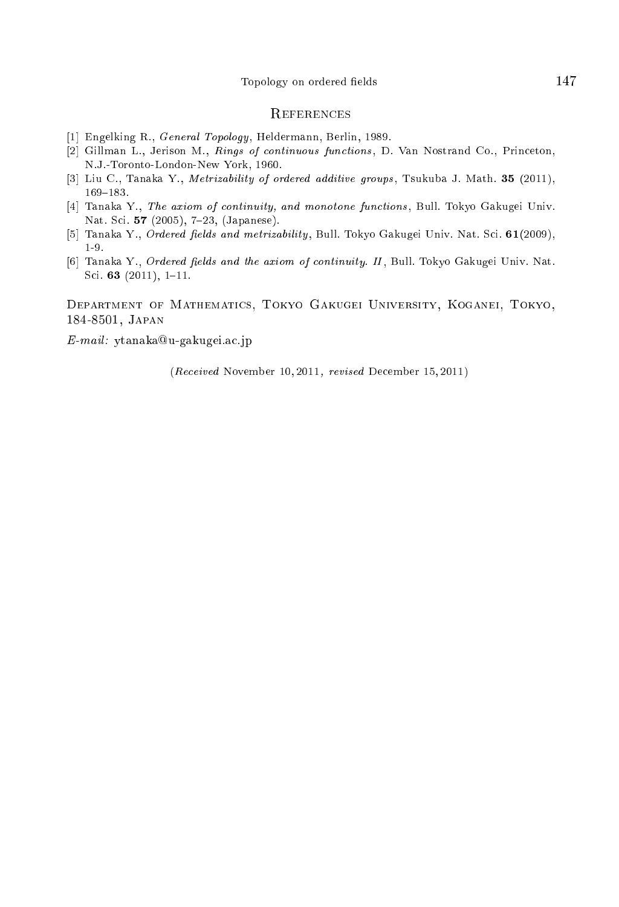## References

[1] Engelking R., *General Topology*, Heldermann, Berlin, 1989.

[2] Gillman L., Jerison M., *Rings of continuous functions*, D. Van Nostrand Co., Princeton, N.J.-Toronto-London-New York, 1960.

[3] Liu C., Tanaka Y., *Metrizability of ordered additive groups*, Tsukuba J. Math. **35** (2011), 169–183.

[4] Tanaka Y., *The axiom of continuity, and monotone functions*, Bull. Tokyo Gakugei Univ. Nat. Sci. **57** (2005), 7–23, (Japanese).

[5] Tanaka Y., *Ordered fields and metrizability*, Bull. Tokyo Gakugei Univ. Nat. Sci. **61**(2009), 1-9.

[6] Tanaka Y., *Ordered fields and the axiom of continuity. II*, Bull. Tokyo Gakugei Univ. Nat. Sci. **63** (2011), 1–11.

Department of Mathematics, Tokyo Gakugei University, Koganei, Tokyo, 184-8501, Japan

*E-mail:* ytanaka@u-gakugei.ac.jp

(*Received* November 10, 2011, *revised* December 15, 2011)